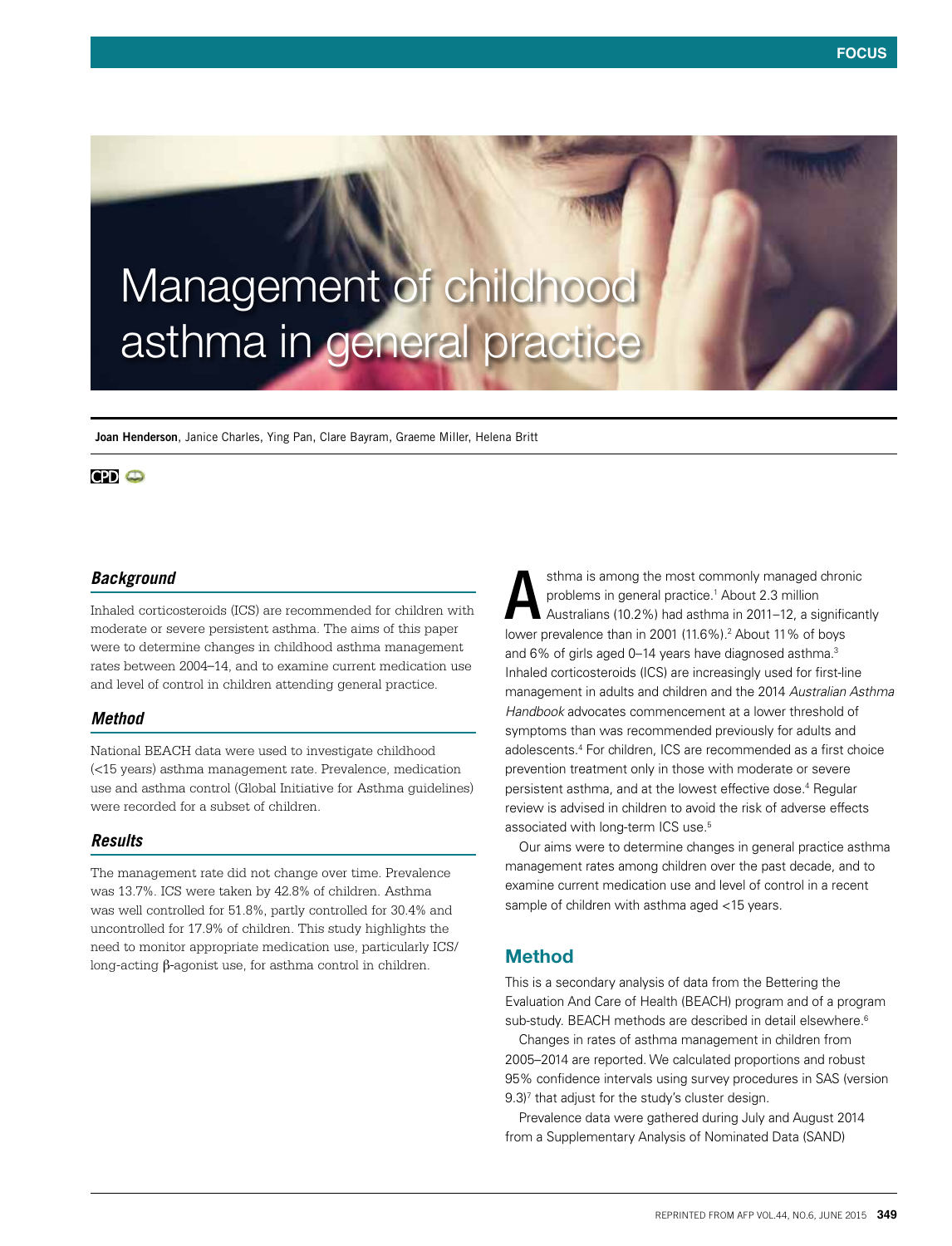FOCUS

# Management of childhood asthma in general practice

**Joan Henderson**, Janice Charles, Ying Pan, Clare Bayram, Graeme Miller, Helena Britt

CPD

### *Background*

Inhaled corticosteroids (ICS) are recommended for children with moderate or severe persistent asthma. The aims of this paper were to determine changes in childhood asthma management rates between 2004–14, and to examine current medication use and level of control in children attending general practice.

### *Method*

National BEACH data were used to investigate childhood (<15 years) asthma management rate. Prevalence, medication use and asthma control (Global Initiative for Asthma guidelines) were recorded for a subset of children.

### *Results*

The management rate did not change over time. Prevalence was 13.7%. ICS were taken by 42.8% of children. Asthma was well controlled for 51.8%, partly controlled for 30.4% and uncontrolled for 17.9% of children. This study highlights the need to monitor appropriate medication use, particularly ICS/long-acting β-agonist use, for asthma control in children.

Asthma is among the most commonly managed chronic problems in general practice.[1] About 2.3 million Australians (10.2%) had asthma in 2011–12, a significantly lower prevalence than in 2001 (11.6%).[2] About 11% of boys and 6% of girls aged 0–14 years have diagnosed asthma.[3] Inhaled corticosteroids (ICS) are increasingly used for first-line management in adults and children and the 2014 *Australian Asthma Handbook* advocates commencement at a lower threshold of symptoms than was recommended previously for adults and adolescents.[4] For children, ICS are recommended as a first choice prevention treatment only in those with moderate or severe persistent asthma, and at the lowest effective dose.[4] Regular review is advised in children to avoid the risk of adverse effects associated with long-term ICS use.[5]

Our aims were to determine changes in general practice asthma management rates among children over the past decade, and to examine current medication use and level of control in a recent sample of children with asthma aged <15 years.

## Method

This is a secondary analysis of data from the Bettering the Evaluation And Care of Health (BEACH) program and of a program sub-study. BEACH methods are described in detail elsewhere.[6]

Changes in rates of asthma management in children from 2005–2014 are reported. We calculated proportions and robust 95% confidence intervals using survey procedures in SAS (version 9.3)[7] that adjust for the study's cluster design.

Prevalence data were gathered during July and August 2014 from a Supplementary Analysis of Nominated Data (SAND)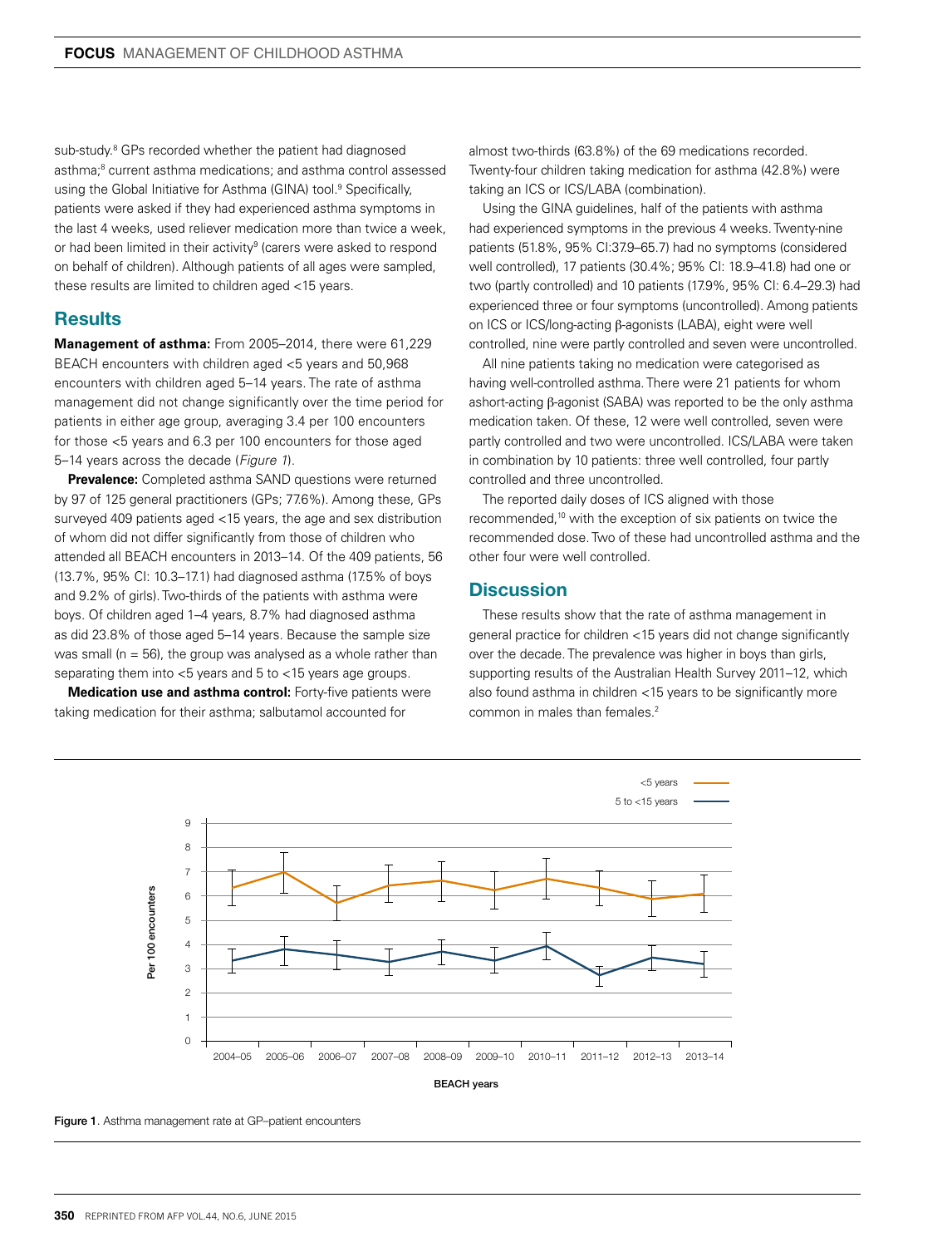sub-study.[8] GPs recorded whether the patient had diagnosed asthma;[8] current asthma medications; and asthma control assessed using the Global Initiative for Asthma (GINA) tool.[9] Specifically, patients were asked if they had experienced asthma symptoms in the last 4 weeks, used reliever medication more than twice a week, or had been limited in their activity[9] (carers were asked to respond on behalf of children). Although patients of all ages were sampled, these results are limited to children aged <15 years.

## Results

**Management of asthma:** From 2005–2014, there were 61,229 BEACH encounters with children aged <5 years and 50,968 encounters with children aged 5–14 years. The rate of asthma management did not change significantly over the time period for patients in either age group, averaging 3.4 per 100 encounters for those <5 years and 6.3 per 100 encounters for those aged 5–14 years across the decade (*Figure 1*).

**Prevalence:** Completed asthma SAND questions were returned by 97 of 125 general practitioners (GPs; 77.6%). Among these, GPs surveyed 409 patients aged <15 years, the age and sex distribution of whom did not differ significantly from those of children who attended all BEACH encounters in 2013–14. Of the 409 patients, 56 (13.7%, 95% CI: 10.3–17.1) had diagnosed asthma (17.5% of boys and 9.2% of girls). Two-thirds of the patients with asthma were boys. Of children aged 1–4 years, 8.7% had diagnosed asthma as did 23.8% of those aged 5–14 years. Because the sample size was small (n = 56), the group was analysed as a whole rather than separating them into <5 years and 5 to <15 years age groups.

**Medication use and asthma control:** Forty-five patients were taking medication for their asthma; salbutamol accounted for almost two-thirds (63.8%) of the 69 medications recorded. Twenty-four children taking medication for asthma (42.8%) were taking an ICS or ICS/LABA (combination).

Using the GINA guidelines, half of the patients with asthma had experienced symptoms in the previous 4 weeks. Twenty-nine patients (51.8%, 95% CI:37.9–65.7) had no symptoms (considered well controlled), 17 patients (30.4%; 95% CI: 18.9–41.8) had one or two (partly controlled) and 10 patients (17.9%, 95% CI: 6.4–29.3) had experienced three or four symptoms (uncontrolled). Among patients on ICS or ICS/long-acting β-agonists (LABA), eight were well controlled, nine were partly controlled and seven were uncontrolled.

All nine patients taking no medication were categorised as having well-controlled asthma. There were 21 patients for whom ashort-acting β-agonist (SABA) was reported to be the only asthma medication taken. Of these, 12 were well controlled, seven were partly controlled and two were uncontrolled. ICS/LABA were taken in combination by 10 patients: three well controlled, four partly controlled and three uncontrolled.

The reported daily doses of ICS aligned with those recommended,[10] with the exception of six patients on twice the recommended dose. Two of these had uncontrolled asthma and the other four were well controlled.

## Discussion

These results show that the rate of asthma management in general practice for children <15 years did not change significantly over the decade. The prevalence was higher in boys than girls, supporting results of the Australian Health Survey 2011–12, which also found asthma in children <15 years to be significantly more common in males than females.[2]

Figure 1. Asthma management rate at GP–patient encounters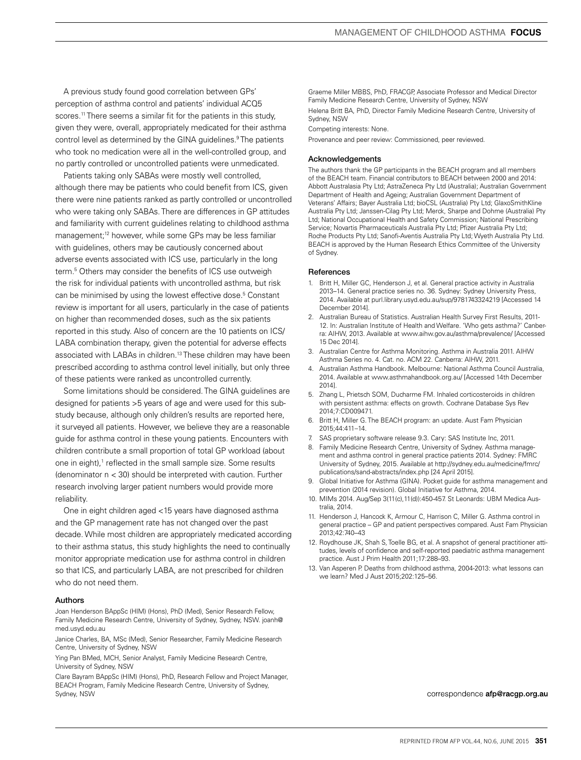A previous study found good correlation between GPs' perception of asthma control and patients' individual ACQ5 scores.[11] There seems a similar fit for the patients in this study, given they were, overall, appropriately medicated for their asthma control level as determined by the GINA guidelines.[9] The patients who took no medication were all in the well-controlled group, and no partly controlled or uncontrolled patients were unmedicated.

Patients taking only SABAs were mostly well controlled, although there may be patients who could benefit from ICS, given there were nine patients ranked as partly controlled or uncontrolled who were taking only SABAs. There are differences in GP attitudes and familiarity with current guidelines relating to childhood asthma management;[12] however, while some GPs may be less familiar with guidelines, others may be cautiously concerned about adverse events associated with ICS use, particularly in the long term.[5] Others may consider the benefits of ICS use outweigh the risk for individual patients with uncontrolled asthma, but risk can be minimised by using the lowest effective dose.[5] Constant review is important for all users, particularly in the case of patients on higher than recommended doses, such as the six patients reported in this study. Also of concern are the 10 patients on ICS/LABA combination therapy, given the potential for adverse effects associated with LABAs in children.[13] These children may have been prescribed according to asthma control level initially, but only three of these patients were ranked as uncontrolled currently.

Some limitations should be considered. The GINA guidelines are designed for patients >5 years of age and were used for this sub-study because, although only children's results are reported here, it surveyed all patients. However, we believe they are a reasonable guide for asthma control in these young patients. Encounters with children contribute a small proportion of total GP workload (about one in eight),[1] reflected in the small sample size. Some results (denominator n < 30) should be interpreted with caution. Further research involving larger patient numbers would provide more reliability.

One in eight children aged <15 years have diagnosed asthma and the GP management rate has not changed over the past decade. While most children are appropriately medicated according to their asthma status, this study highlights the need to continually monitor appropriate medication use for asthma control in children so that ICS, and particularly LABA, are not prescribed for children who do not need them.

## Authors

Joan Henderson BAppSc (HIM) (Hons), PhD (Med), Senior Research Fellow, Family Medicine Research Centre, University of Sydney, Sydney, NSW. joanh@med.usyd.edu.au

Janice Charles, BA, MSc (Med), Senior Researcher, Family Medicine Research Centre, University of Sydney, NSW

Ying Pan BMed, MCH, Senior Analyst, Family Medicine Research Centre, University of Sydney, NSW

Clare Bayram BAppSc (HIM) (Hons), PhD, Research Fellow and Project Manager, BEACH Program, Family Medicine Research Centre, University of Sydney, Sydney, NSW

Graeme Miller MBBS, PhD, FRACGP, Associate Professor and Medical Director Family Medicine Research Centre, University of Sydney, NSW

Helena Britt BA, PhD, Director Family Medicine Research Centre, University of Sydney, NSW

Competing interests: None.

Provenance and peer review: Commissioned, peer reviewed.

## Acknowledgements

The authors thank the GP participants in the BEACH program and all members of the BEACH team. Financial contributors to BEACH between 2000 and 2014: Abbott Australasia Pty Ltd; AstraZeneca Pty Ltd (Australia); Australian Government Department of Health and Ageing; Australian Government Department of Veterans' Affairs; Bayer Australia Ltd; bioCSL (Australia) Pty Ltd; GlaxoSmithKline Australia Pty Ltd; Janssen-Cilag Pty Ltd; Merck, Sharpe and Dohme (Australia) Pty Ltd; National Occupational Health and Safety Commission; National Prescribing Service; Novartis Pharmaceuticals Australia Pty Ltd; Pfizer Australia Pty Ltd; Roche Products Pty Ltd; Sanofi-Aventis Australia Pty Ltd; Wyeth Australia Pty Ltd. BEACH is approved by the Human Research Ethics Committee of the University of Sydney.

## References

1. Britt H, Miller GC, Henderson J, et al. General practice activity in Australia 2013–14. General practice series no. 36. Sydney: Sydney University Press, 2014. Available at purl.library.usyd.edu.au/sup/9781743324219 [Accessed 14 December 2014].
2. Australian Bureau of Statistics. Australian Health Survey First Results, 2011-12. In: Australian Institute of Health and Welfare. 'Who gets asthma?' Canberra: AIHW, 2013. Available at www.aihw.gov.au/asthma/prevalence/ [Accessed 15 Dec 2014].
3. Australian Centre for Asthma Monitoring. Asthma in Australia 2011. AIHW Asthma Series no. 4. Cat. no. ACM 22. Canberra: AIHW, 2011.
4. Australian Asthma Handbook. Melbourne: National Asthma Council Australia, 2014. Available at www.asthmahandbook.org.au/ [Accessed 14th December 2014].
5. Zhang L, Prietsch SOM, Ducharme FM. Inhaled corticosteroids in children with persistent asthma: effects on growth. Cochrane Database Sys Rev 2014;7:CD009471.
6. Britt H, Miller G. The BEACH program: an update. Aust Fam Physician 2015;44:411–14.
7. SAS proprietary software release 9.3. Cary: SAS Institute Inc, 2011.
8. Family Medicine Research Centre, University of Sydney. Asthma management and asthma control in general practice patients 2014. Sydney: FMRC University of Sydney, 2015. Available at http://sydney.edu.au/medicine/fmrc/publications/sand-abstracts/index.php [24 April 2015].
9. Global Initiative for Asthma (GINA). Pocket guide for asthma management and prevention (2014 revision). Global Initiative for Asthma, 2014.
10. MIMs 2014. Aug/Sep 3(11(c),11(d)):450-457. St Leonards: UBM Medica Australia, 2014.
11. Henderson J, Hancock K, Armour C, Harrison C, Miller G. Asthma control in general practice – GP and patient perspectives compared. Aust Fam Physician 2013;42:740–43
12. Roydhouse JK, Shah S, Toelle BG, et al. A snapshot of general practitioner attitudes, levels of confidence and self-reported paediatric asthma management practice. Aust J Prim Health 2011;17:288–93.
13. Van Asperen P. Deaths from childhood asthma, 2004-2013: what lessons can we learn? Med J Aust 2015;202:125–56.

correspondence **afp@racgp.org.au**